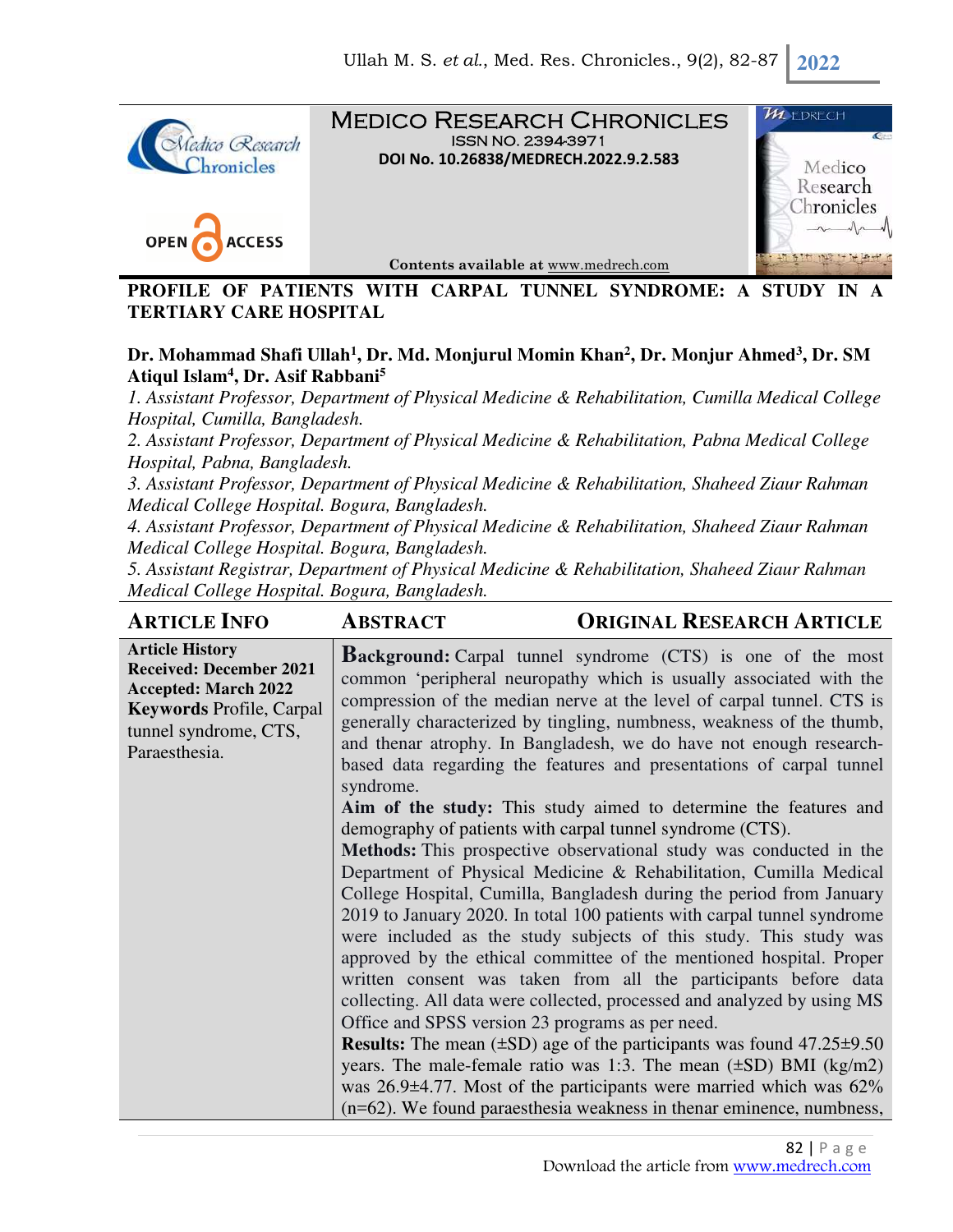# MEDICO RESEARCH CHRONICLES

ISSN NO. 2394-3971

DOI No. 10.26838/MEDRECH.2022.9.2.583

Contents available at www.medrech.com

## PROFILE OF PATIENTS WITH CARPAL TUNNEL SYNDROME: A STUDY IN A TERTIARY CARE HOSPITAL

**Dr. Mohammad Shafi Ullah[1], Dr. Md. Monjurul Momin Khan[2], Dr. Monjur Ahmed[3], Dr. SM Atiqul Islam[4], Dr. Asif Rabbani[5]**

*1. Assistant Professor, Department of Physical Medicine & Rehabilitation, Cumilla Medical College Hospital, Cumilla, Bangladesh.*

*2. Assistant Professor, Department of Physical Medicine & Rehabilitation, Pabna Medical College Hospital, Pabna, Bangladesh.*

*3. Assistant Professor, Department of Physical Medicine & Rehabilitation, Shaheed Ziaur Rahman Medical College Hospital. Bogura, Bangladesh.*

*4. Assistant Professor, Department of Physical Medicine & Rehabilitation, Shaheed Ziaur Rahman Medical College Hospital. Bogura, Bangladesh.*

*5. Assistant Registrar, Department of Physical Medicine & Rehabilitation, Shaheed Ziaur Rahman Medical College Hospital. Bogura, Bangladesh.*

### ARTICLE INFO

**Article History**
**Received: December 2021**
**Accepted: March 2022**

**Keywords** Profile, Carpal tunnel syndrome, CTS, Paraesthesia.

### ABSTRACT

ORIGINAL RESEARCH ARTICLE

**Background:** Carpal tunnel syndrome (CTS) is one of the most common 'peripheral neuropathy which is usually associated with the compression of the median nerve at the level of carpal tunnel. CTS is generally characterized by tingling, numbness, weakness of the thumb, and thenar atrophy. In Bangladesh, we do have not enough research-based data regarding the features and presentations of carpal tunnel syndrome.

**Aim of the study:** This study aimed to determine the features and demography of patients with carpal tunnel syndrome (CTS).

**Methods:** This prospective observational study was conducted in the Department of Physical Medicine & Rehabilitation, Cumilla Medical College Hospital, Cumilla, Bangladesh during the period from January 2019 to January 2020. In total 100 patients with carpal tunnel syndrome were included as the study subjects of this study. This study was approved by the ethical committee of the mentioned hospital. Proper written consent was taken from all the participants before data collecting. All data were collected, processed and analyzed by using MS Office and SPSS version 23 programs as per need.

**Results:** The mean (±SD) age of the participants was found 47.25±9.50 years. The male-female ratio was 1:3. The mean (±SD) BMI (kg/m2) was 26.9±4.77. Most of the participants were married which was 62% (n=62). We found paraesthesia weakness in thenar eminence, numbness,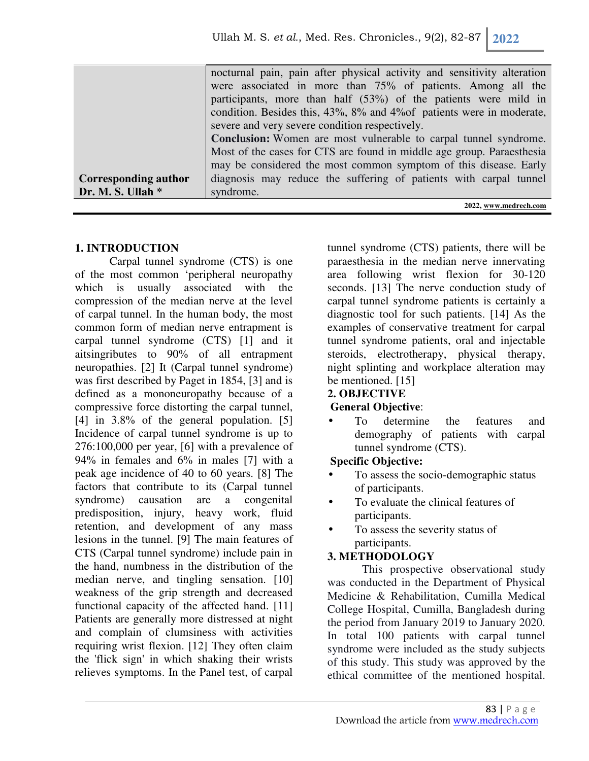nocturnal pain, pain after physical activity and sensitivity alteration were associated in more than 75% of patients. Among all the participants, more than half (53%) of the patients were mild in condition. Besides this, 43%, 8% and 4%of patients were in moderate, severe and very severe condition respectively.

**Conclusion:** Women are most vulnerable to carpal tunnel syndrome. Most of the cases for CTS are found in middle age group. Paraesthesia may be considered the most common symptom of this disease. Early diagnosis may reduce the suffering of patients with carpal tunnel syndrome.

**Corresponding author**
**Dr. M. S. Ullah ***

2022, www.medrech.com

## 1. INTRODUCTION

Carpal tunnel syndrome (CTS) is one of the most common 'peripheral neuropathy which is usually associated with the compression of the median nerve at the level of carpal tunnel. In the human body, the most common form of median nerve entrapment is carpal tunnel syndrome (CTS) [1] and it aitsingributes to 90% of all entrapment neuropathies. [2] It (Carpal tunnel syndrome) was first described by Paget in 1854, [3] and is defined as a mononeuropathy because of a compressive force distorting the carpal tunnel, [4] in 3.8% of the general population. [5] Incidence of carpal tunnel syndrome is up to 276:100,000 per year, [6] with a prevalence of 94% in females and 6% in males [7] with a peak age incidence of 40 to 60 years. [8] The factors that contribute to its (Carpal tunnel syndrome) causation are a congenital predisposition, injury, heavy work, fluid retention, and development of any mass lesions in the tunnel. [9] The main features of CTS (Carpal tunnel syndrome) include pain in the hand, numbness in the distribution of the median nerve, and tingling sensation. [10] weakness of the grip strength and decreased functional capacity of the affected hand. [11] Patients are generally more distressed at night and complain of clumsiness with activities requiring wrist flexion. [12] They often claim the 'flick sign' in which shaking their wrists relieves symptoms. In the Panel test, of carpal tunnel syndrome (CTS) patients, there will be paraesthesia in the median nerve innervating area following wrist flexion for 30-120 seconds. [13] The nerve conduction study of carpal tunnel syndrome patients is certainly a diagnostic tool for such patients. [14] As the examples of conservative treatment for carpal tunnel syndrome patients, oral and injectable steroids, electrotherapy, physical therapy, night splinting and workplace alteration may be mentioned. [15]

## 2. OBJECTIVE

**General Objective**:

- To determine the features and demography of patients with carpal tunnel syndrome (CTS).

**Specific Objective:**

- To assess the socio-demographic status of participants.
- To evaluate the clinical features of participants.
- To assess the severity status of participants.

## 3. METHODOLOGY

This prospective observational study was conducted in the Department of Physical Medicine & Rehabilitation, Cumilla Medical College Hospital, Cumilla, Bangladesh during the period from January 2019 to January 2020. In total 100 patients with carpal tunnel syndrome were included as the study subjects of this study. This study was approved by the ethical committee of the mentioned hospital.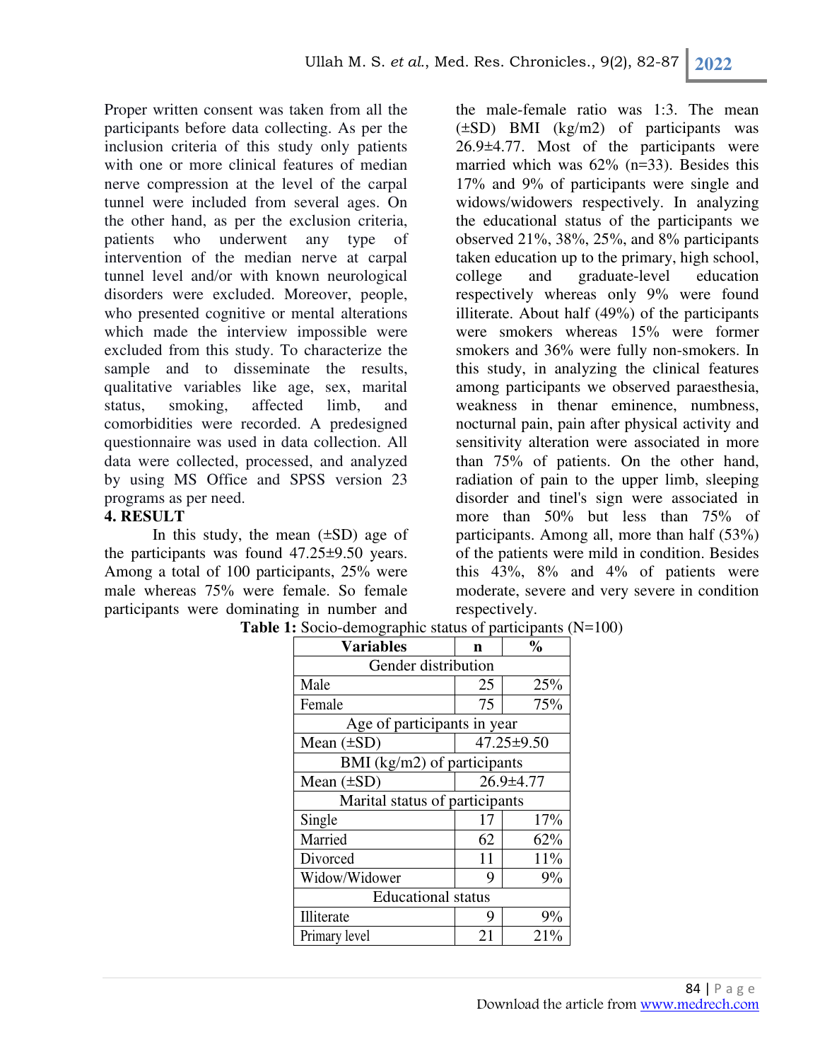Proper written consent was taken from all the participants before data collecting. As per the inclusion criteria of this study only patients with one or more clinical features of median nerve compression at the level of the carpal tunnel were included from several ages. On the other hand, as per the exclusion criteria, patients who underwent any type of intervention of the median nerve at carpal tunnel level and/or with known neurological disorders were excluded. Moreover, people, who presented cognitive or mental alterations which made the interview impossible were excluded from this study. To characterize the sample and to disseminate the results, qualitative variables like age, sex, marital status, smoking, affected limb, and comorbidities were recorded. A predesigned questionnaire was used in data collection. All data were collected, processed, and analyzed by using MS Office and SPSS version 23 programs as per need.

## 4. RESULT

In this study, the mean (±SD) age of the participants was found 47.25±9.50 years. Among a total of 100 participants, 25% were male whereas 75% were female. So female participants were dominating in number and the male-female ratio was 1:3. The mean (±SD) BMI (kg/m2) of participants was 26.9±4.77. Most of the participants were married which was 62% (n=33). Besides this 17% and 9% of participants were single and widows/widowers respectively. In analyzing the educational status of the participants we observed 21%, 38%, 25%, and 8% participants taken education up to the primary, high school, college and graduate-level education respectively whereas only 9% were found illiterate. About half (49%) of the participants were smokers whereas 15% were former smokers and 36% were fully non-smokers. In this study, in analyzing the clinical features among participants we observed paraesthesia, weakness in thenar eminence, numbness, nocturnal pain, pain after physical activity and sensitivity alteration were associated in more than 75% of patients. On the other hand, radiation of pain to the upper limb, sleeping disorder and tinel's sign were associated in more than 50% but less than 75% of participants. Among all, more than half (53%) of the patients were mild in condition. Besides this 43%, 8% and 4% of patients were moderate, severe and very severe in condition respectively.

**Table 1:** Socio-demographic status of participants (N=100)

| Variables | n | % |
|---|---|---|
| Gender distribution | | |
| Male | 25 | 25% |
| Female | 75 | 75% |
| Age of participants in year | | |
| Mean (±SD) | 47.25±9.50 | |
| BMI (kg/m2) of participants | | |
| Mean (±SD) | 26.9±4.77 | |
| Marital status of participants | | |
| Single | 17 | 17% |
| Married | 62 | 62% |
| Divorced | 11 | 11% |
| Widow/Widower | 9 | 9% |
| Educational status | | |
| Illiterate | 9 | 9% |
| Primary level | 21 | 21% |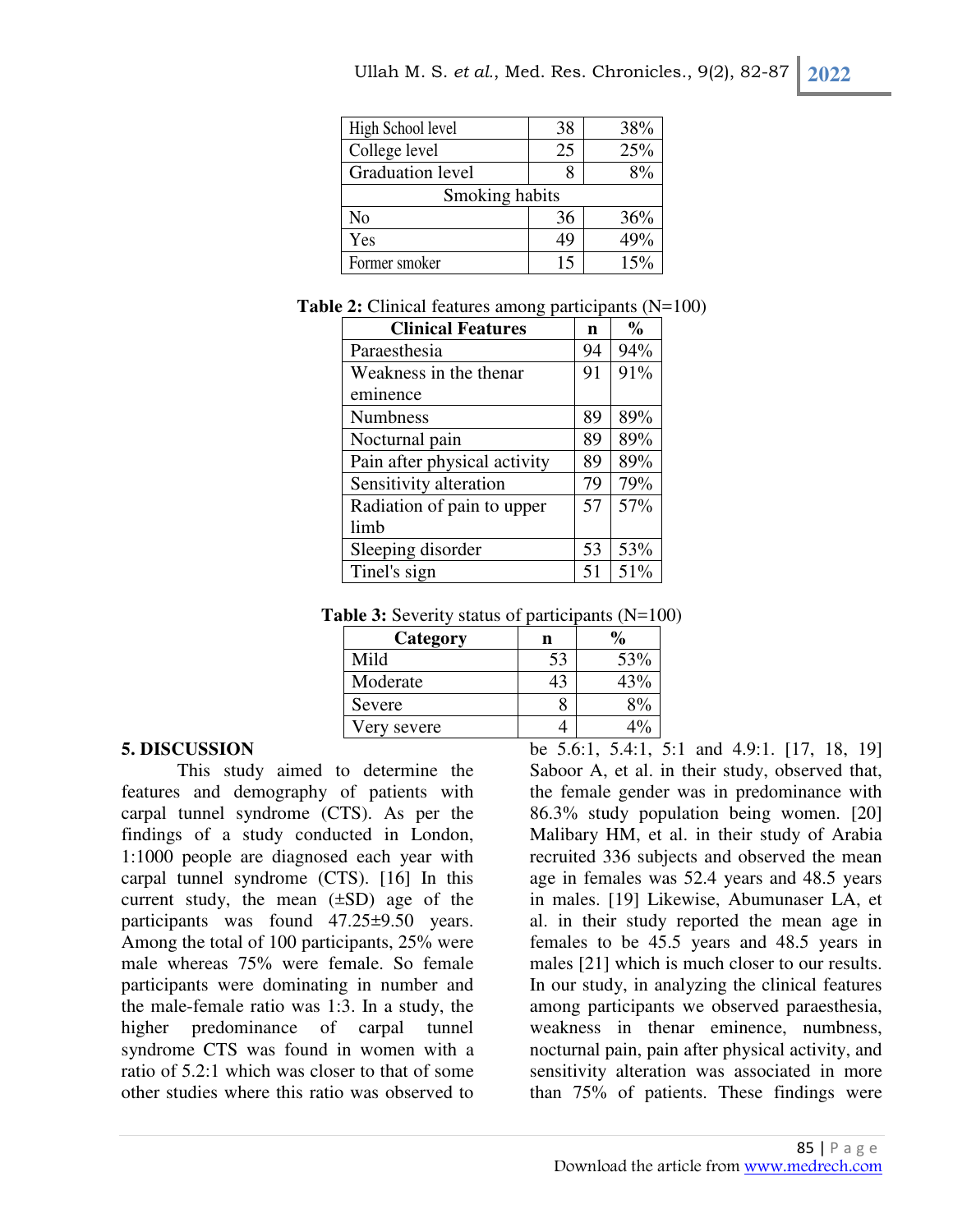| | | |
|---|---|---|
| High School level | 38 | 38% |
| College level | 25 | 25% |
| Graduation level | 8 | 8% |
| Smoking habits | | |
| No | 36 | 36% |
| Yes | 49 | 49% |
| Former smoker | 15 | 15% |

**Table 2:** Clinical features among participants (N=100)

| Clinical Features | n | % |
|---|---|---|
| Paraesthesia | 94 | 94% |
| Weakness in the thenar eminence | 91 | 91% |
| Numbness | 89 | 89% |
| Nocturnal pain | 89 | 89% |
| Pain after physical activity | 89 | 89% |
| Sensitivity alteration | 79 | 79% |
| Radiation of pain to upper limb | 57 | 57% |
| Sleeping disorder | 53 | 53% |
| Tinel's sign | 51 | 51% |

**Table 3:** Severity status of participants (N=100)

| Category | n | % |
|---|---|---|
| Mild | 53 | 53% |
| Moderate | 43 | 43% |
| Severe | 8 | 8% |
| Very severe | 4 | 4% |

## 5. DISCUSSION

This study aimed to determine the features and demography of patients with carpal tunnel syndrome (CTS). As per the findings of a study conducted in London, 1:1000 people are diagnosed each year with carpal tunnel syndrome (CTS). [16] In this current study, the mean (±SD) age of the participants was found 47.25±9.50 years. Among the total of 100 participants, 25% were male whereas 75% were female. So female participants were dominating in number and the male-female ratio was 1:3. In a study, the higher predominance of carpal tunnel syndrome CTS was found in women with a ratio of 5.2:1 which was closer to that of some other studies where this ratio was observed to be 5.6:1, 5.4:1, 5:1 and 4.9:1. [17, 18, 19] Saboor A, et al. in their study, observed that, the female gender was in predominance with 86.3% study population being women. [20] Malibary HM, et al. in their study of Arabia recruited 336 subjects and observed the mean age in females was 52.4 years and 48.5 years in males. [19] Likewise, Abumunaser LA, et al. in their study reported the mean age in females to be 45.5 years and 48.5 years in males [21] which is much closer to our results. In our study, in analyzing the clinical features among participants we observed paraesthesia, weakness in thenar eminence, numbness, nocturnal pain, pain after physical activity, and sensitivity alteration was associated in more than 75% of patients. These findings were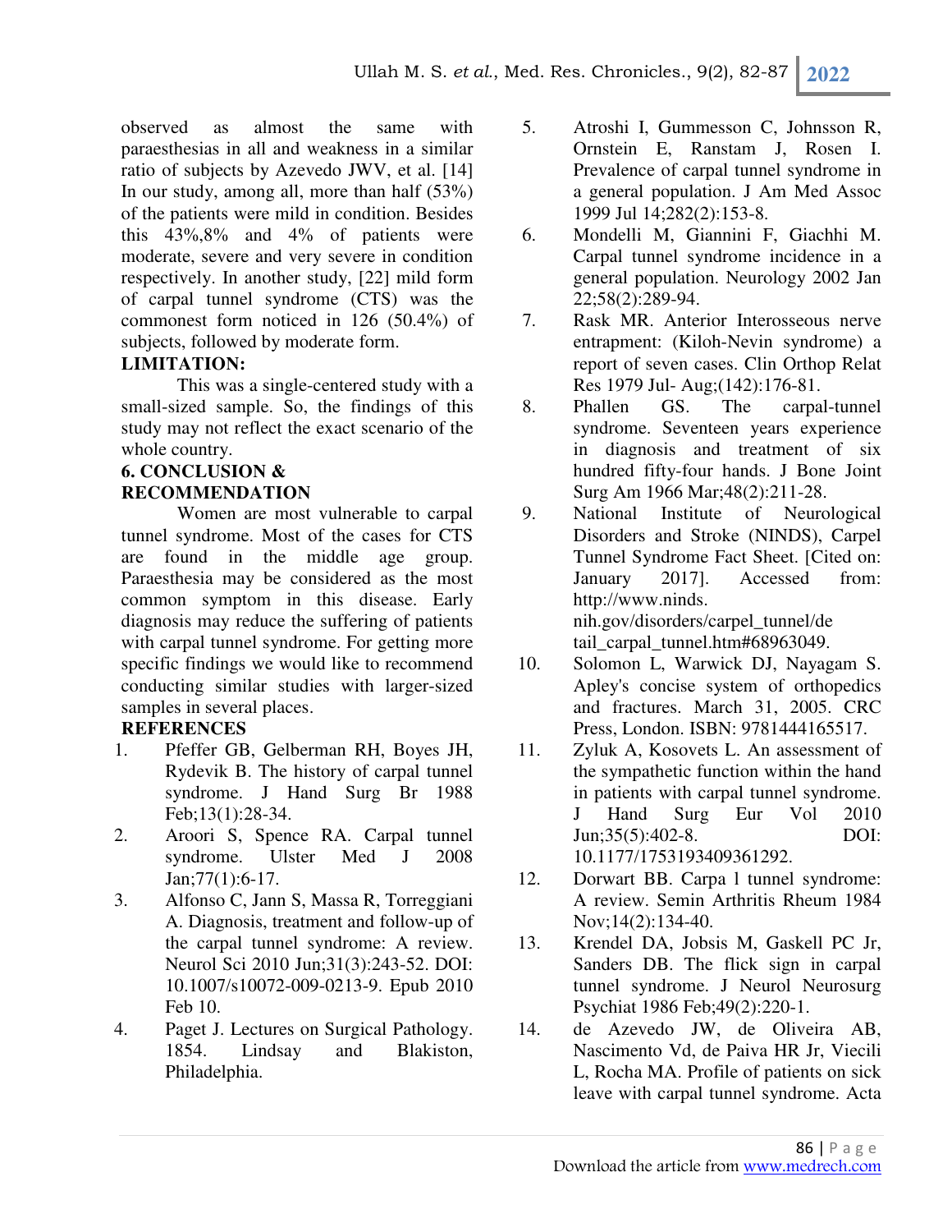observed as almost the same with paraesthesias in all and weakness in a similar ratio of subjects by Azevedo JWV, et al. [14] In our study, among all, more than half (53%) of the patients were mild in condition. Besides this 43%,8% and 4% of patients were moderate, severe and very severe in condition respectively. In another study, [22] mild form of carpal tunnel syndrome (CTS) was the commonest form noticed in 126 (50.4%) of subjects, followed by moderate form.

**LIMITATION:**

This was a single-centered study with a small-sized sample. So, the findings of this study may not reflect the exact scenario of the whole country.

## 6. CONCLUSION & RECOMMENDATION

Women are most vulnerable to carpal tunnel syndrome. Most of the cases for CTS are found in the middle age group. Paraesthesia may be considered as the most common symptom in this disease. Early diagnosis may reduce the suffering of patients with carpal tunnel syndrome. For getting more specific findings we would like to recommend conducting similar studies with larger-sized samples in several places.

## REFERENCES

1. Pfeffer GB, Gelberman RH, Boyes JH, Rydevik B. The history of carpal tunnel syndrome. J Hand Surg Br 1988 Feb;13(1):28-34.
2. Aroori S, Spence RA. Carpal tunnel syndrome. Ulster Med J 2008 Jan;77(1):6-17.
3. Alfonso C, Jann S, Massa R, Torreggiani A. Diagnosis, treatment and follow-up of the carpal tunnel syndrome: A review. Neurol Sci 2010 Jun;31(3):243-52. DOI: 10.1007/s10072-009-0213-9. Epub 2010 Feb 10.
4. Paget J. Lectures on Surgical Pathology. 1854. Lindsay and Blakiston, Philadelphia.
5. Atroshi I, Gummesson C, Johnsson R, Ornstein E, Ranstam J, Rosen I. Prevalence of carpal tunnel syndrome in a general population. J Am Med Assoc 1999 Jul 14;282(2):153-8.
6. Mondelli M, Giannini F, Giachhi M. Carpal tunnel syndrome incidence in a general population. Neurology 2002 Jan 22;58(2):289-94.
7. Rask MR. Anterior Interosseous nerve entrapment: (Kiloh-Nevin syndrome) a report of seven cases. Clin Orthop Relat Res 1979 Jul- Aug;(142):176-81.
8. Phallen GS. The carpal-tunnel syndrome. Seventeen years experience in diagnosis and treatment of six hundred fifty-four hands. J Bone Joint Surg Am 1966 Mar;48(2):211-28.
9. National Institute of Neurological Disorders and Stroke (NINDS), Carpel Tunnel Syndrome Fact Sheet. [Cited on: January 2017]. Accessed from: http://www.ninds.nih.gov/disorders/carpel_tunnel/detail_carpal_tunnel.htm#68963049.
10. Solomon L, Warwick DJ, Nayagam S. Apley's concise system of orthopedics and fractures. March 31, 2005. CRC Press, London. ISBN: 9781444165517.
11. Zyluk A, Kosovets L. An assessment of the sympathetic function within the hand in patients with carpal tunnel syndrome. J Hand Surg Eur Vol 2010 Jun;35(5):402-8. DOI: 10.1177/1753193409361292.
12. Dorwart BB. Carpa l tunnel syndrome: A review. Semin Arthritis Rheum 1984 Nov;14(2):134-40.
13. Krendel DA, Jobsis M, Gaskell PC Jr, Sanders DB. The flick sign in carpal tunnel syndrome. J Neurol Neurosurg Psychiat 1986 Feb;49(2):220-1.
14. de Azevedo JW, de Oliveira AB, Nascimento Vd, de Paiva HR Jr, Viecili L, Rocha MA. Profile of patients on sick leave with carpal tunnel syndrome. Acta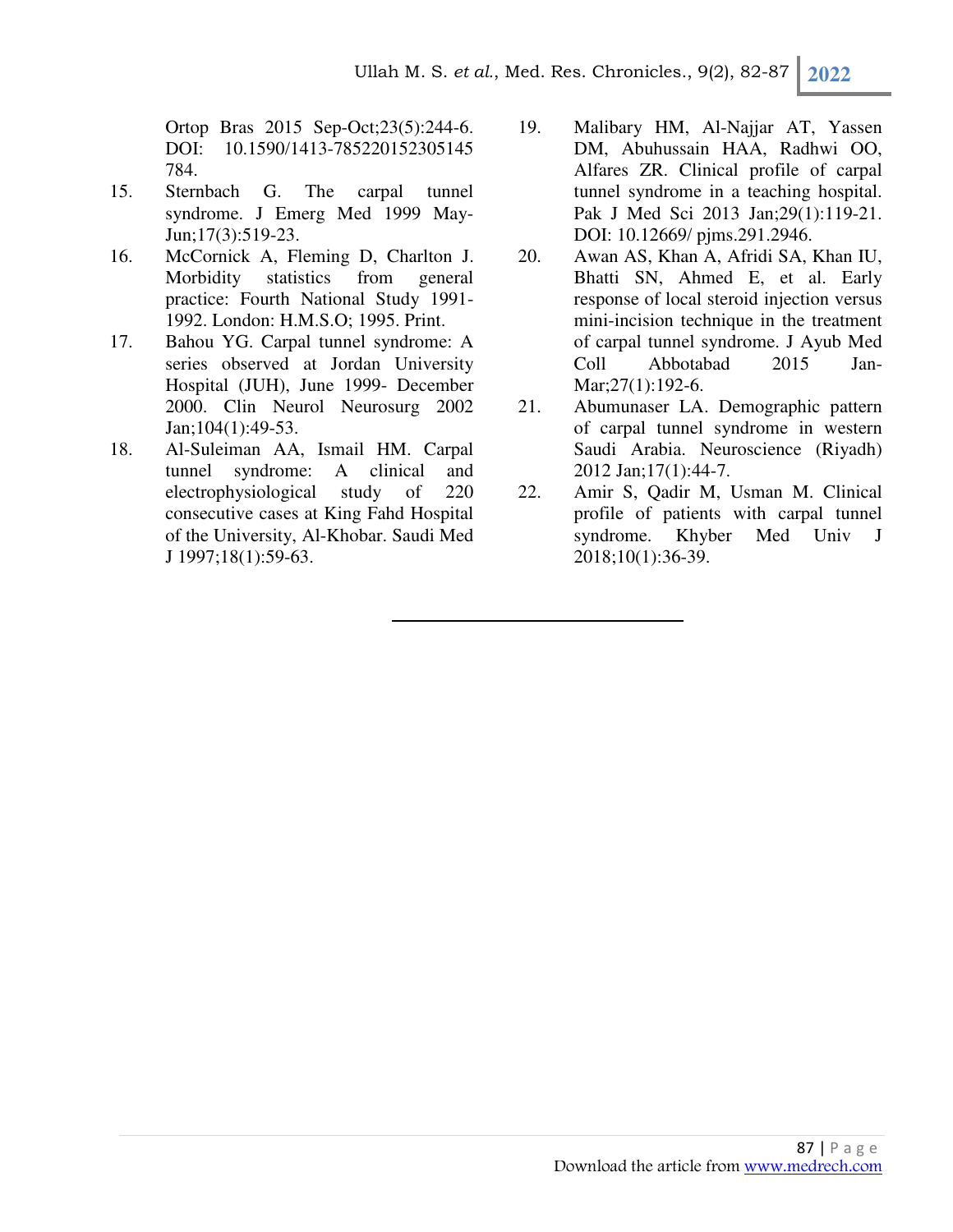Ortop Bras 2015 Sep-Oct;23(5):244-6. DOI: 10.1590/1413-785220152305145784.

15. Sternbach G. The carpal tunnel syndrome. J Emerg Med 1999 May-Jun;17(3):519-23.
16. McCornick A, Fleming D, Charlton J. Morbidity statistics from general practice: Fourth National Study 1991-1992. London: H.M.S.O; 1995. Print.
17. Bahou YG. Carpal tunnel syndrome: A series observed at Jordan University Hospital (JUH), June 1999- December 2000. Clin Neurol Neurosurg 2002 Jan;104(1):49-53.
18. Al-Suleiman AA, Ismail HM. Carpal tunnel syndrome: A clinical and electrophysiological study of 220 consecutive cases at King Fahd Hospital of the University, Al-Khobar. Saudi Med J 1997;18(1):59-63.
19. Malibary HM, Al-Najjar AT, Yassen DM, Abuhussain HAA, Radhwi OO, Alfares ZR. Clinical profile of carpal tunnel syndrome in a teaching hospital. Pak J Med Sci 2013 Jan;29(1):119-21. DOI: 10.12669/ pjms.291.2946.
20. Awan AS, Khan A, Afridi SA, Khan IU, Bhatti SN, Ahmed E, et al. Early response of local steroid injection versus mini-incision technique in the treatment of carpal tunnel syndrome. J Ayub Med Coll Abbotabad 2015 Jan-Mar;27(1):192-6.
21. Abumunaser LA. Demographic pattern of carpal tunnel syndrome in western Saudi Arabia. Neuroscience (Riyadh) 2012 Jan;17(1):44-7.
22. Amir S, Qadir M, Usman M. Clinical profile of patients with carpal tunnel syndrome. Khyber Med Univ J 2018;10(1):36-39.